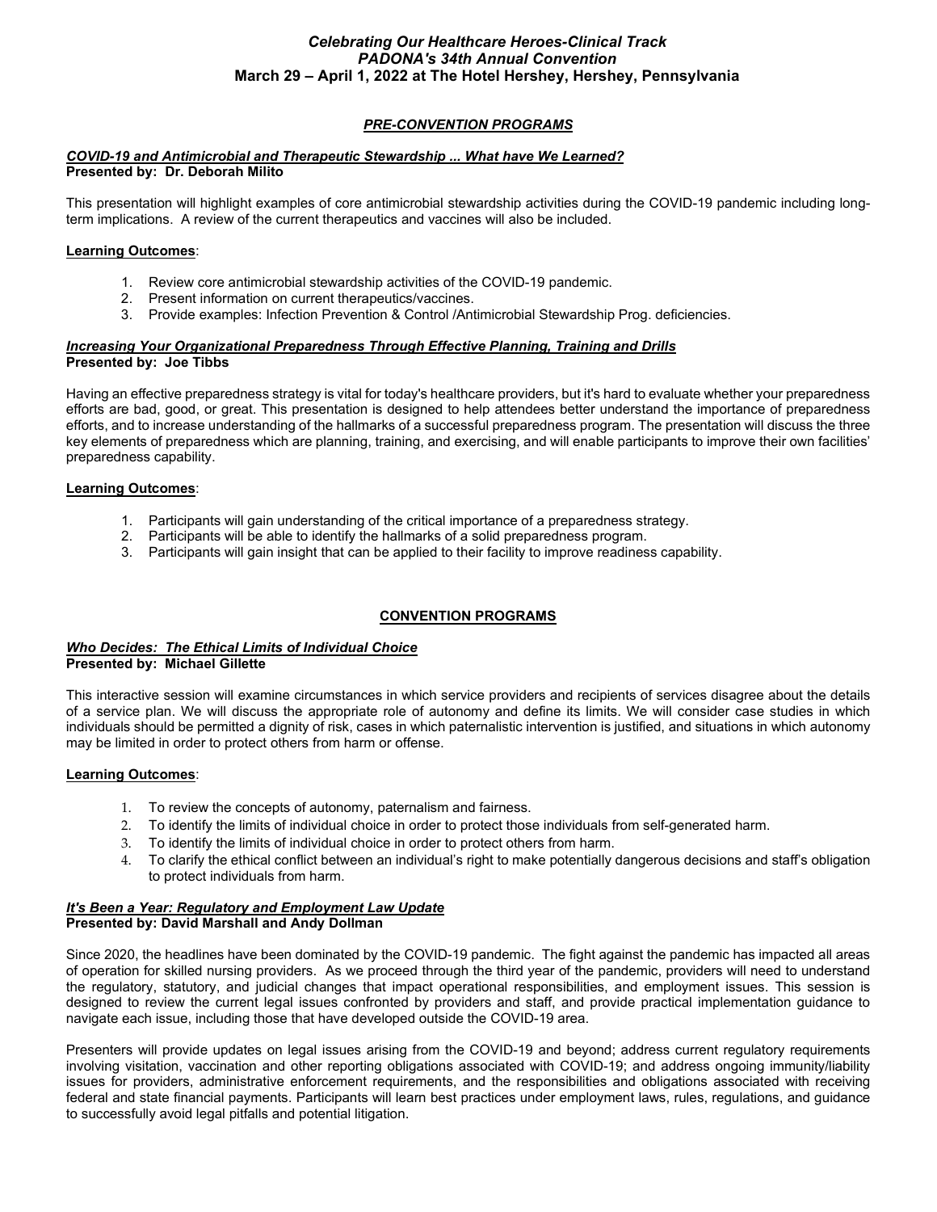***Celebrating Our Healthcare Heroes-Clinical Track***
***PADONA's 34th Annual Convention***
**March 29 – April 1, 2022 at The Hotel Hershey, Hershey, Pennsylvania**

## ***PRE-CONVENTION PROGRAMS***

### ***COVID-19 and Antimicrobial and Therapeutic Stewardship ... What have We Learned?***
**Presented by: Dr. Deborah Milito**

This presentation will highlight examples of core antimicrobial stewardship activities during the COVID-19 pandemic including long-term implications. A review of the current therapeutics and vaccines will also be included.

**Learning Outcomes**:

1. Review core antimicrobial stewardship activities of the COVID-19 pandemic.
2. Present information on current therapeutics/vaccines.
3. Provide examples: Infection Prevention & Control /Antimicrobial Stewardship Prog. deficiencies.

### ***Increasing Your Organizational Preparedness Through Effective Planning, Training and Drills***
**Presented by: Joe Tibbs**

Having an effective preparedness strategy is vital for today's healthcare providers, but it's hard to evaluate whether your preparedness efforts are bad, good, or great. This presentation is designed to help attendees better understand the importance of preparedness efforts, and to increase understanding of the hallmarks of a successful preparedness program. The presentation will discuss the three key elements of preparedness which are planning, training, and exercising, and will enable participants to improve their own facilities' preparedness capability.

**Learning Outcomes**:

1. Participants will gain understanding of the critical importance of a preparedness strategy.
2. Participants will be able to identify the hallmarks of a solid preparedness program.
3. Participants will gain insight that can be applied to their facility to improve readiness capability.

## **CONVENTION PROGRAMS**

### ***Who Decides: The Ethical Limits of Individual Choice***
**Presented by: Michael Gillette**

This interactive session will examine circumstances in which service providers and recipients of services disagree about the details of a service plan. We will discuss the appropriate role of autonomy and define its limits. We will consider case studies in which individuals should be permitted a dignity of risk, cases in which paternalistic intervention is justified, and situations in which autonomy may be limited in order to protect others from harm or offense.

**Learning Outcomes**:

1. To review the concepts of autonomy, paternalism and fairness.
2. To identify the limits of individual choice in order to protect those individuals from self-generated harm.
3. To identify the limits of individual choice in order to protect others from harm.
4. To clarify the ethical conflict between an individual's right to make potentially dangerous decisions and staff's obligation to protect individuals from harm.

### ***It's Been a Year: Regulatory and Employment Law Update***
**Presented by: David Marshall and Andy Dollman**

Since 2020, the headlines have been dominated by the COVID-19 pandemic. The fight against the pandemic has impacted all areas of operation for skilled nursing providers. As we proceed through the third year of the pandemic, providers will need to understand the regulatory, statutory, and judicial changes that impact operational responsibilities, and employment issues. This session is designed to review the current legal issues confronted by providers and staff, and provide practical implementation guidance to navigate each issue, including those that have developed outside the COVID-19 area.

Presenters will provide updates on legal issues arising from the COVID-19 and beyond; address current regulatory requirements involving visitation, vaccination and other reporting obligations associated with COVID-19; and address ongoing immunity/liability issues for providers, administrative enforcement requirements, and the responsibilities and obligations associated with receiving federal and state financial payments. Participants will learn best practices under employment laws, rules, regulations, and guidance to successfully avoid legal pitfalls and potential litigation.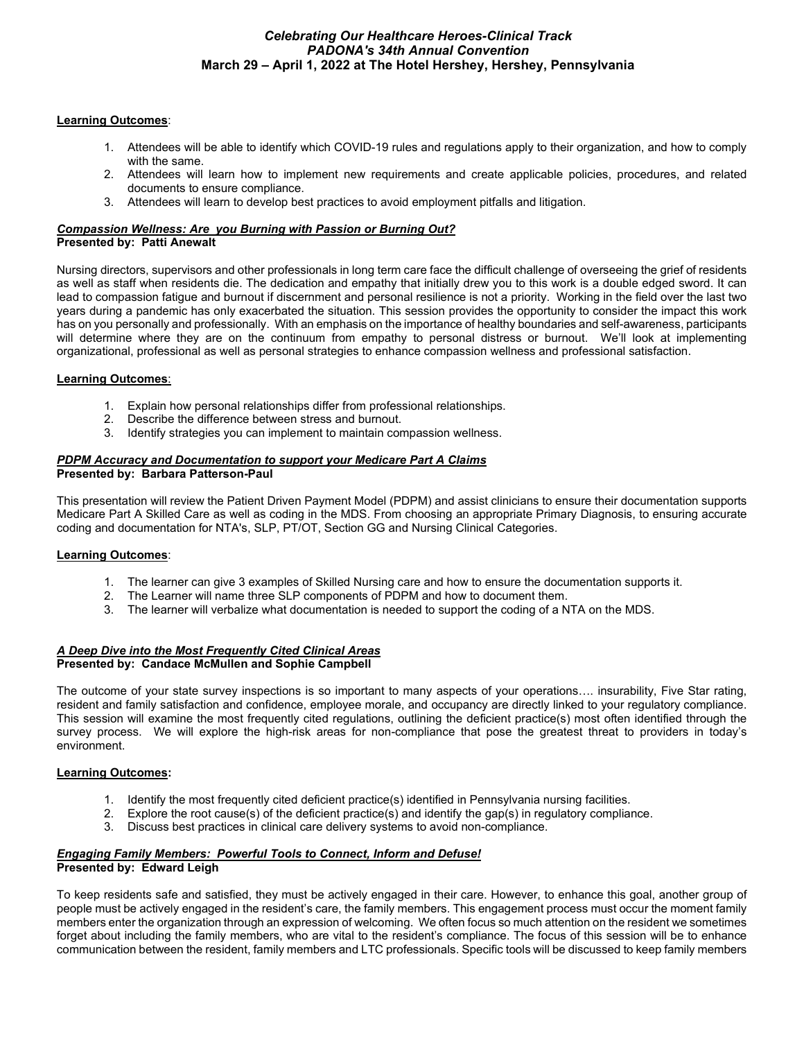**Learning Outcomes**:

1. Attendees will be able to identify which COVID-19 rules and regulations apply to their organization, and how to comply with the same.
2. Attendees will learn how to implement new requirements and create applicable policies, procedures, and related documents to ensure compliance.
3. Attendees will learn to develop best practices to avoid employment pitfalls and litigation.

***Compassion Wellness: Are you Burning with Passion or Burning Out?***
**Presented by: Patti Anewalt**

Nursing directors, supervisors and other professionals in long term care face the difficult challenge of overseeing the grief of residents as well as staff when residents die. The dedication and empathy that initially drew you to this work is a double edged sword. It can lead to compassion fatigue and burnout if discernment and personal resilience is not a priority. Working in the field over the last two years during a pandemic has only exacerbated the situation. This session provides the opportunity to consider the impact this work has on you personally and professionally. With an emphasis on the importance of healthy boundaries and self-awareness, participants will determine where they are on the continuum from empathy to personal distress or burnout. We'll look at implementing organizational, professional as well as personal strategies to enhance compassion wellness and professional satisfaction.

**Learning Outcomes**:

1. Explain how personal relationships differ from professional relationships.
2. Describe the difference between stress and burnout.
3. Identify strategies you can implement to maintain compassion wellness.

***PDPM Accuracy and Documentation to support your Medicare Part A Claims***
**Presented by: Barbara Patterson-Paul**

This presentation will review the Patient Driven Payment Model (PDPM) and assist clinicians to ensure their documentation supports Medicare Part A Skilled Care as well as coding in the MDS. From choosing an appropriate Primary Diagnosis, to ensuring accurate coding and documentation for NTA's, SLP, PT/OT, Section GG and Nursing Clinical Categories.

**Learning Outcomes**:

1. The learner can give 3 examples of Skilled Nursing care and how to ensure the documentation supports it.
2. The Learner will name three SLP components of PDPM and how to document them.
3. The learner will verbalize what documentation is needed to support the coding of a NTA on the MDS.

***A Deep Dive into the Most Frequently Cited Clinical Areas***
**Presented by: Candace McMullen and Sophie Campbell**

The outcome of your state survey inspections is so important to many aspects of your operations…. insurability, Five Star rating, resident and family satisfaction and confidence, employee morale, and occupancy are directly linked to your regulatory compliance. This session will examine the most frequently cited regulations, outlining the deficient practice(s) most often identified through the survey process. We will explore the high-risk areas for non-compliance that pose the greatest threat to providers in today's environment.

**Learning Outcomes:**

1. Identify the most frequently cited deficient practice(s) identified in Pennsylvania nursing facilities.
2. Explore the root cause(s) of the deficient practice(s) and identify the gap(s) in regulatory compliance.
3. Discuss best practices in clinical care delivery systems to avoid non-compliance.

***Engaging Family Members: Powerful Tools to Connect, Inform and Defuse!***
**Presented by: Edward Leigh**

To keep residents safe and satisfied, they must be actively engaged in their care. However, to enhance this goal, another group of people must be actively engaged in the resident's care, the family members. This engagement process must occur the moment family members enter the organization through an expression of welcoming. We often focus so much attention on the resident we sometimes forget about including the family members, who are vital to the resident's compliance. The focus of this session will be to enhance communication between the resident, family members and LTC professionals. Specific tools will be discussed to keep family members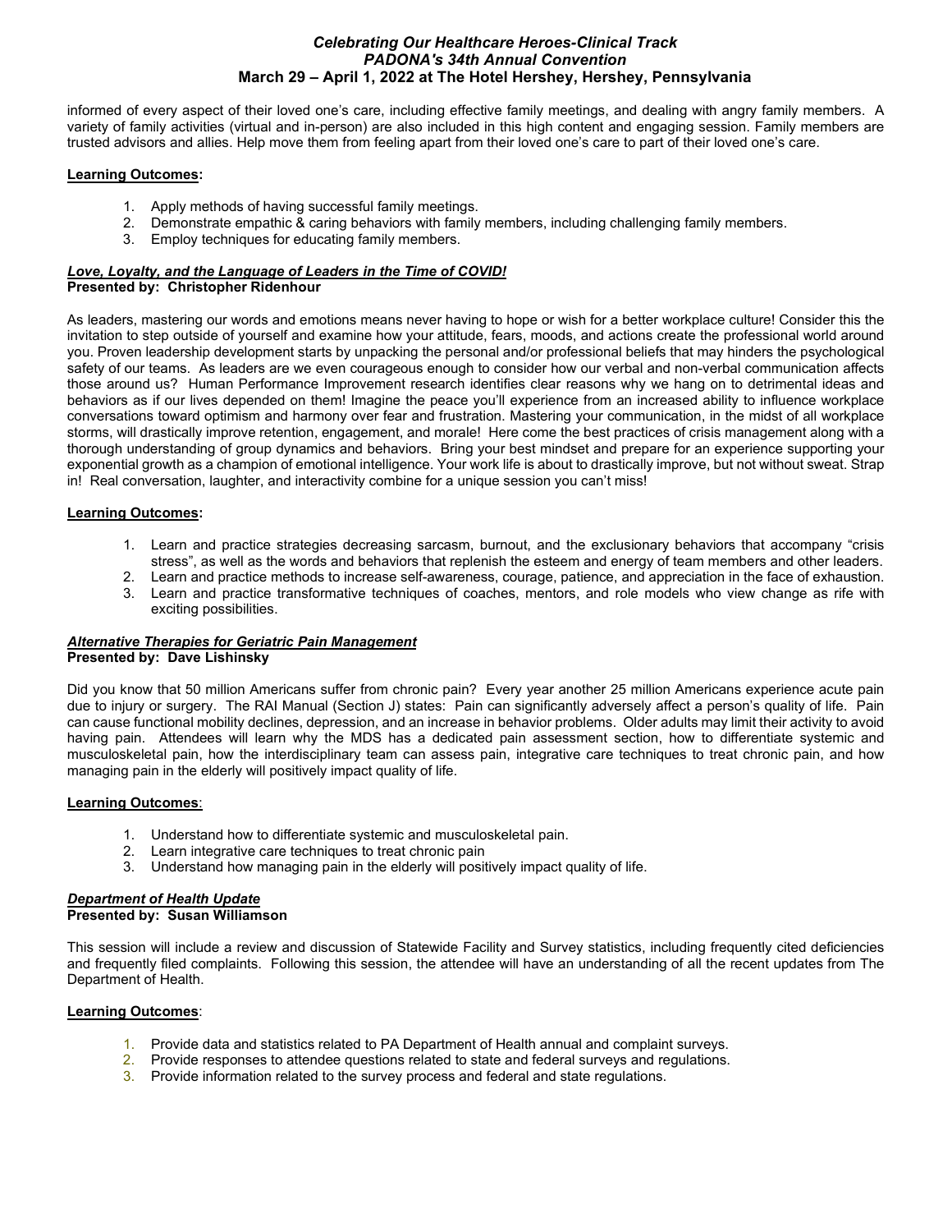informed of every aspect of their loved one's care, including effective family meetings, and dealing with angry family members. A variety of family activities (virtual and in-person) are also included in this high content and engaging session. Family members are trusted advisors and allies. Help move them from feeling apart from their loved one's care to part of their loved one's care.

**Learning Outcomes:**

1. Apply methods of having successful family meetings.
2. Demonstrate empathic & caring behaviors with family members, including challenging family members.
3. Employ techniques for educating family members.

### ***Love, Loyalty, and the Language of Leaders in the Time of COVID!***
**Presented by: Christopher Ridenhour**

As leaders, mastering our words and emotions means never having to hope or wish for a better workplace culture! Consider this the invitation to step outside of yourself and examine how your attitude, fears, moods, and actions create the professional world around you. Proven leadership development starts by unpacking the personal and/or professional beliefs that may hinders the psychological safety of our teams. As leaders are we even courageous enough to consider how our verbal and non-verbal communication affects those around us? Human Performance Improvement research identifies clear reasons why we hang on to detrimental ideas and behaviors as if our lives depended on them! Imagine the peace you'll experience from an increased ability to influence workplace conversations toward optimism and harmony over fear and frustration. Mastering your communication, in the midst of all workplace storms, will drastically improve retention, engagement, and morale! Here come the best practices of crisis management along with a thorough understanding of group dynamics and behaviors. Bring your best mindset and prepare for an experience supporting your exponential growth as a champion of emotional intelligence. Your work life is about to drastically improve, but not without sweat. Strap in! Real conversation, laughter, and interactivity combine for a unique session you can't miss!

**Learning Outcomes:**

1. Learn and practice strategies decreasing sarcasm, burnout, and the exclusionary behaviors that accompany "crisis stress", as well as the words and behaviors that replenish the esteem and energy of team members and other leaders.
2. Learn and practice methods to increase self-awareness, courage, patience, and appreciation in the face of exhaustion.
3. Learn and practice transformative techniques of coaches, mentors, and role models who view change as rife with exciting possibilities.

### ***Alternative Therapies for Geriatric Pain Management***
**Presented by: Dave Lishinsky**

Did you know that 50 million Americans suffer from chronic pain? Every year another 25 million Americans experience acute pain due to injury or surgery. The RAI Manual (Section J) states: Pain can significantly adversely affect a person's quality of life. Pain can cause functional mobility declines, depression, and an increase in behavior problems. Older adults may limit their activity to avoid having pain. Attendees will learn why the MDS has a dedicated pain assessment section, how to differentiate systemic and musculoskeletal pain, how the interdisciplinary team can assess pain, integrative care techniques to treat chronic pain, and how managing pain in the elderly will positively impact quality of life.

**Learning Outcomes**:

1. Understand how to differentiate systemic and musculoskeletal pain.
2. Learn integrative care techniques to treat chronic pain
3. Understand how managing pain in the elderly will positively impact quality of life.

### ***Department of Health Update***
**Presented by: Susan Williamson**

This session will include a review and discussion of Statewide Facility and Survey statistics, including frequently cited deficiencies and frequently filed complaints. Following this session, the attendee will have an understanding of all the recent updates from The Department of Health.

**Learning Outcomes**:

1. Provide data and statistics related to PA Department of Health annual and complaint surveys.
2. Provide responses to attendee questions related to state and federal surveys and regulations.
3. Provide information related to the survey process and federal and state regulations.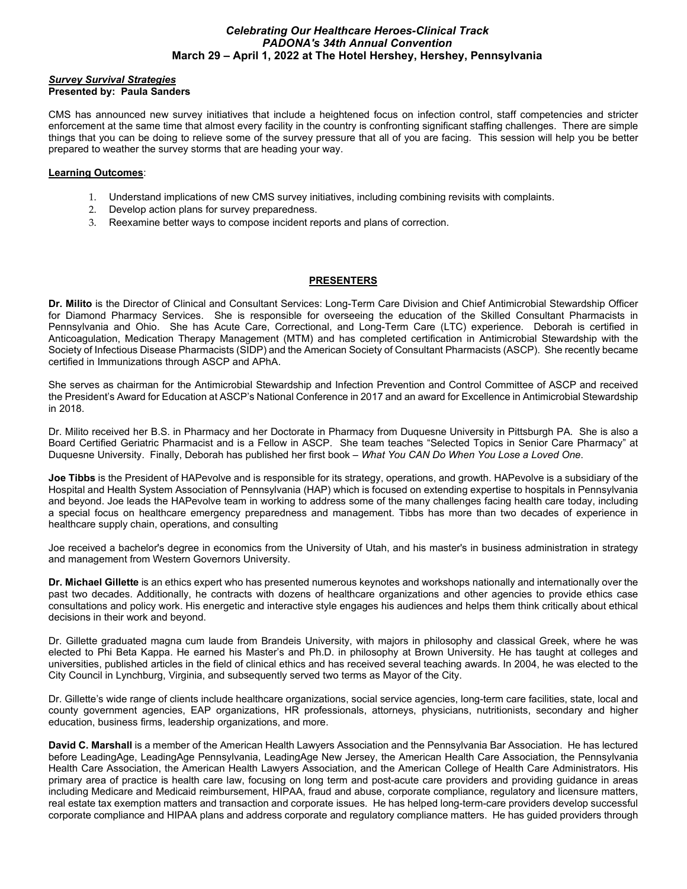*Celebrating Our Healthcare Heroes-Clinical Track*
*PADONA's 34th Annual Convention*
**March 29 – April 1, 2022 at The Hotel Hershey, Hershey, Pennsylvania**

***Survey Survival Strategies***
**Presented by: Paula Sanders**

CMS has announced new survey initiatives that include a heightened focus on infection control, staff competencies and stricter enforcement at the same time that almost every facility in the country is confronting significant staffing challenges. There are simple things that you can be doing to relieve some of the survey pressure that all of you are facing. This session will help you be better prepared to weather the survey storms that are heading your way.

**Learning Outcomes**:

1. Understand implications of new CMS survey initiatives, including combining revisits with complaints.
2. Develop action plans for survey preparedness.
3. Reexamine better ways to compose incident reports and plans of correction.

## PRESENTERS

**Dr. Milito** is the Director of Clinical and Consultant Services: Long-Term Care Division and Chief Antimicrobial Stewardship Officer for Diamond Pharmacy Services. She is responsible for overseeing the education of the Skilled Consultant Pharmacists in Pennsylvania and Ohio. She has Acute Care, Correctional, and Long-Term Care (LTC) experience. Deborah is certified in Anticoagulation, Medication Therapy Management (MTM) and has completed certification in Antimicrobial Stewardship with the Society of Infectious Disease Pharmacists (SIDP) and the American Society of Consultant Pharmacists (ASCP). She recently became certified in Immunizations through ASCP and APhA.

She serves as chairman for the Antimicrobial Stewardship and Infection Prevention and Control Committee of ASCP and received the President's Award for Education at ASCP's National Conference in 2017 and an award for Excellence in Antimicrobial Stewardship in 2018.

Dr. Milito received her B.S. in Pharmacy and her Doctorate in Pharmacy from Duquesne University in Pittsburgh PA. She is also a Board Certified Geriatric Pharmacist and is a Fellow in ASCP. She team teaches "Selected Topics in Senior Care Pharmacy" at Duquesne University. Finally, Deborah has published her first book – *What You CAN Do When You Lose a Loved One*.

**Joe Tibbs** is the President of HAPevolve and is responsible for its strategy, operations, and growth. HAPevolve is a subsidiary of the Hospital and Health System Association of Pennsylvania (HAP) which is focused on extending expertise to hospitals in Pennsylvania and beyond. Joe leads the HAPevolve team in working to address some of the many challenges facing health care today, including a special focus on healthcare emergency preparedness and management. Tibbs has more than two decades of experience in healthcare supply chain, operations, and consulting

Joe received a bachelor's degree in economics from the University of Utah, and his master's in business administration in strategy and management from Western Governors University.

**Dr. Michael Gillette** is an ethics expert who has presented numerous keynotes and workshops nationally and internationally over the past two decades. Additionally, he contracts with dozens of healthcare organizations and other agencies to provide ethics case consultations and policy work. His energetic and interactive style engages his audiences and helps them think critically about ethical decisions in their work and beyond.

Dr. Gillette graduated magna cum laude from Brandeis University, with majors in philosophy and classical Greek, where he was elected to Phi Beta Kappa. He earned his Master's and Ph.D. in philosophy at Brown University. He has taught at colleges and universities, published articles in the field of clinical ethics and has received several teaching awards. In 2004, he was elected to the City Council in Lynchburg, Virginia, and subsequently served two terms as Mayor of the City.

Dr. Gillette's wide range of clients include healthcare organizations, social service agencies, long-term care facilities, state, local and county government agencies, EAP organizations, HR professionals, attorneys, physicians, nutritionists, secondary and higher education, business firms, leadership organizations, and more.

**David C. Marshall** is a member of the American Health Lawyers Association and the Pennsylvania Bar Association. He has lectured before LeadingAge, LeadingAge Pennsylvania, LeadingAge New Jersey, the American Health Care Association, the Pennsylvania Health Care Association, the American Health Lawyers Association, and the American College of Health Care Administrators. His primary area of practice is health care law, focusing on long term and post-acute care providers and providing guidance in areas including Medicare and Medicaid reimbursement, HIPAA, fraud and abuse, corporate compliance, regulatory and licensure matters, real estate tax exemption matters and transaction and corporate issues. He has helped long-term-care providers develop successful corporate compliance and HIPAA plans and address corporate and regulatory compliance matters. He has guided providers through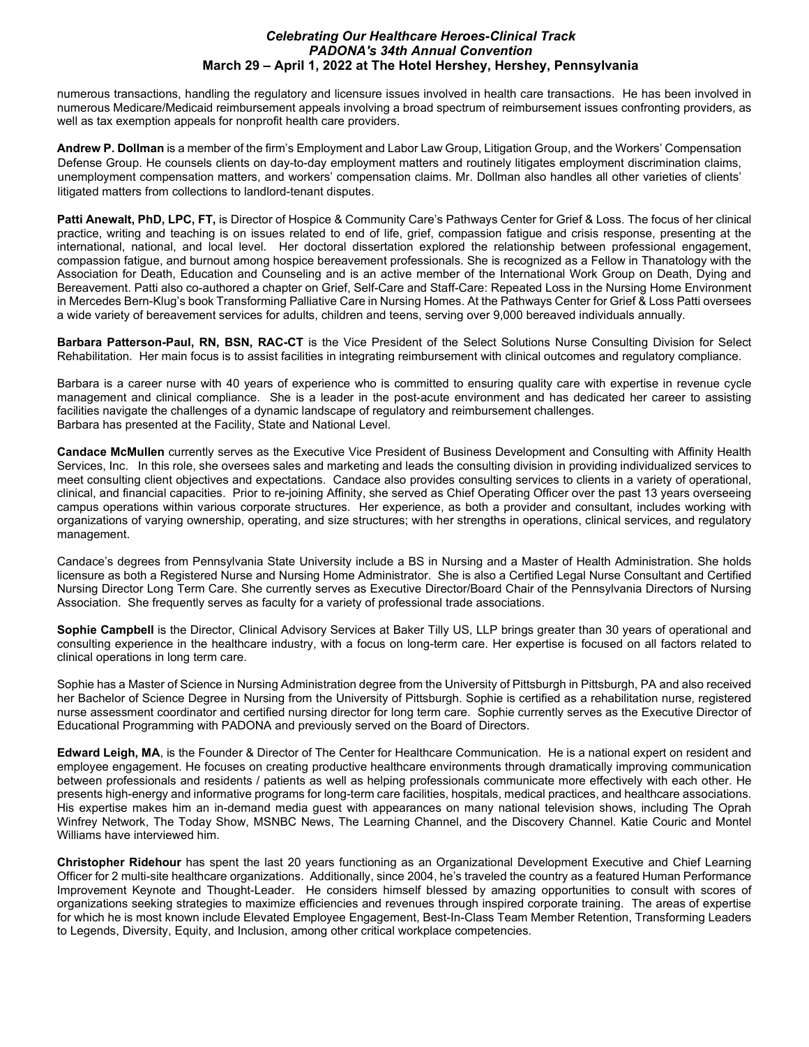numerous transactions, handling the regulatory and licensure issues involved in health care transactions. He has been involved in numerous Medicare/Medicaid reimbursement appeals involving a broad spectrum of reimbursement issues confronting providers, as well as tax exemption appeals for nonprofit health care providers.

**Andrew P. Dollman** is a member of the firm's Employment and Labor Law Group, Litigation Group, and the Workers' Compensation Defense Group. He counsels clients on day-to-day employment matters and routinely litigates employment discrimination claims, unemployment compensation matters, and workers' compensation claims. Mr. Dollman also handles all other varieties of clients' litigated matters from collections to landlord-tenant disputes.

**Patti Anewalt, PhD, LPC, FT,** is Director of Hospice & Community Care's Pathways Center for Grief & Loss. The focus of her clinical practice, writing and teaching is on issues related to end of life, grief, compassion fatigue and crisis response, presenting at the international, national, and local level. Her doctoral dissertation explored the relationship between professional engagement, compassion fatigue, and burnout among hospice bereavement professionals. She is recognized as a Fellow in Thanatology with the Association for Death, Education and Counseling and is an active member of the International Work Group on Death, Dying and Bereavement. Patti also co-authored a chapter on Grief, Self-Care and Staff-Care: Repeated Loss in the Nursing Home Environment in Mercedes Bern-Klug's book Transforming Palliative Care in Nursing Homes. At the Pathways Center for Grief & Loss Patti oversees a wide variety of bereavement services for adults, children and teens, serving over 9,000 bereaved individuals annually.

**Barbara Patterson-Paul, RN, BSN, RAC-CT** is the Vice President of the Select Solutions Nurse Consulting Division for Select Rehabilitation. Her main focus is to assist facilities in integrating reimbursement with clinical outcomes and regulatory compliance.

Barbara is a career nurse with 40 years of experience who is committed to ensuring quality care with expertise in revenue cycle management and clinical compliance. She is a leader in the post-acute environment and has dedicated her career to assisting facilities navigate the challenges of a dynamic landscape of regulatory and reimbursement challenges.
Barbara has presented at the Facility, State and National Level.

**Candace McMullen** currently serves as the Executive Vice President of Business Development and Consulting with Affinity Health Services, Inc. In this role, she oversees sales and marketing and leads the consulting division in providing individualized services to meet consulting client objectives and expectations. Candace also provides consulting services to clients in a variety of operational, clinical, and financial capacities. Prior to re-joining Affinity, she served as Chief Operating Officer over the past 13 years overseeing campus operations within various corporate structures. Her experience, as both a provider and consultant, includes working with organizations of varying ownership, operating, and size structures; with her strengths in operations, clinical services, and regulatory management.

Candace's degrees from Pennsylvania State University include a BS in Nursing and a Master of Health Administration. She holds licensure as both a Registered Nurse and Nursing Home Administrator. She is also a Certified Legal Nurse Consultant and Certified Nursing Director Long Term Care. She currently serves as Executive Director/Board Chair of the Pennsylvania Directors of Nursing Association. She frequently serves as faculty for a variety of professional trade associations.

**Sophie Campbell** is the Director, Clinical Advisory Services at Baker Tilly US, LLP brings greater than 30 years of operational and consulting experience in the healthcare industry, with a focus on long-term care. Her expertise is focused on all factors related to clinical operations in long term care.

Sophie has a Master of Science in Nursing Administration degree from the University of Pittsburgh in Pittsburgh, PA and also received her Bachelor of Science Degree in Nursing from the University of Pittsburgh. Sophie is certified as a rehabilitation nurse, registered nurse assessment coordinator and certified nursing director for long term care. Sophie currently serves as the Executive Director of Educational Programming with PADONA and previously served on the Board of Directors.

**Edward Leigh, MA**, is the Founder & Director of The Center for Healthcare Communication. He is a national expert on resident and employee engagement. He focuses on creating productive healthcare environments through dramatically improving communication between professionals and residents / patients as well as helping professionals communicate more effectively with each other. He presents high-energy and informative programs for long-term care facilities, hospitals, medical practices, and healthcare associations. His expertise makes him an in-demand media guest with appearances on many national television shows, including The Oprah Winfrey Network, The Today Show, MSNBC News, The Learning Channel, and the Discovery Channel. Katie Couric and Montel Williams have interviewed him.

**Christopher Ridehour** has spent the last 20 years functioning as an Organizational Development Executive and Chief Learning Officer for 2 multi-site healthcare organizations. Additionally, since 2004, he's traveled the country as a featured Human Performance Improvement Keynote and Thought-Leader. He considers himself blessed by amazing opportunities to consult with scores of organizations seeking strategies to maximize efficiencies and revenues through inspired corporate training. The areas of expertise for which he is most known include Elevated Employee Engagement, Best-In-Class Team Member Retention, Transforming Leaders to Legends, Diversity, Equity, and Inclusion, among other critical workplace competencies.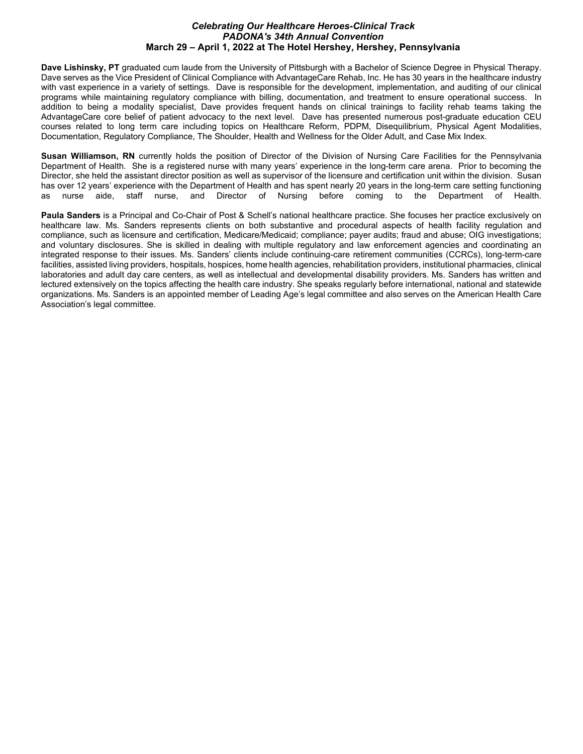*Celebrating Our Healthcare Heroes-Clinical Track*
*PADONA's 34th Annual Convention*
**March 29 – April 1, 2022 at The Hotel Hershey, Hershey, Pennsylvania**

**Dave Lishinsky, PT** graduated cum laude from the University of Pittsburgh with a Bachelor of Science Degree in Physical Therapy. Dave serves as the Vice President of Clinical Compliance with AdvantageCare Rehab, Inc. He has 30 years in the healthcare industry with vast experience in a variety of settings. Dave is responsible for the development, implementation, and auditing of our clinical programs while maintaining regulatory compliance with billing, documentation, and treatment to ensure operational success. In addition to being a modality specialist, Dave provides frequent hands on clinical trainings to facility rehab teams taking the AdvantageCare core belief of patient advocacy to the next level. Dave has presented numerous post-graduate education CEU courses related to long term care including topics on Healthcare Reform, PDPM, Disequilibrium, Physical Agent Modalities, Documentation, Regulatory Compliance, The Shoulder, Health and Wellness for the Older Adult, and Case Mix Index.

**Susan Williamson, RN** currently holds the position of Director of the Division of Nursing Care Facilities for the Pennsylvania Department of Health. She is a registered nurse with many years' experience in the long-term care arena. Prior to becoming the Director, she held the assistant director position as well as supervisor of the licensure and certification unit within the division. Susan has over 12 years' experience with the Department of Health and has spent nearly 20 years in the long-term care setting functioning as nurse aide, staff nurse, and Director of Nursing before coming to the Department of Health.

**Paula Sanders** is a Principal and Co-Chair of Post & Schell's national healthcare practice. She focuses her practice exclusively on healthcare law. Ms. Sanders represents clients on both substantive and procedural aspects of health facility regulation and compliance, such as licensure and certification, Medicare/Medicaid; compliance; payer audits; fraud and abuse; OIG investigations; and voluntary disclosures. She is skilled in dealing with multiple regulatory and law enforcement agencies and coordinating an integrated response to their issues. Ms. Sanders' clients include continuing-care retirement communities (CCRCs), long-term-care facilities, assisted living providers, hospitals, hospices, home health agencies, rehabilitation providers, institutional pharmacies, clinical laboratories and adult day care centers, as well as intellectual and developmental disability providers. Ms. Sanders has written and lectured extensively on the topics affecting the health care industry. She speaks regularly before international, national and statewide organizations. Ms. Sanders is an appointed member of Leading Age's legal committee and also serves on the American Health Care Association's legal committee.